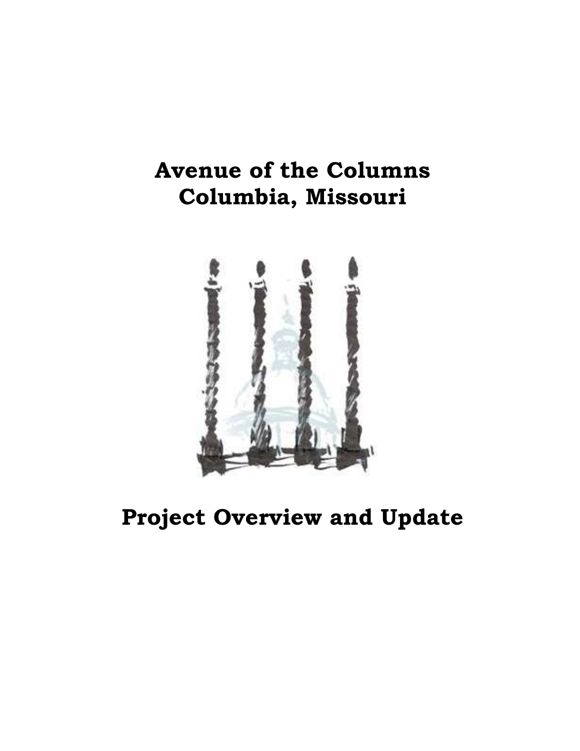# Avenue of the Columns
# Columbia, Missouri

# Project Overview and Update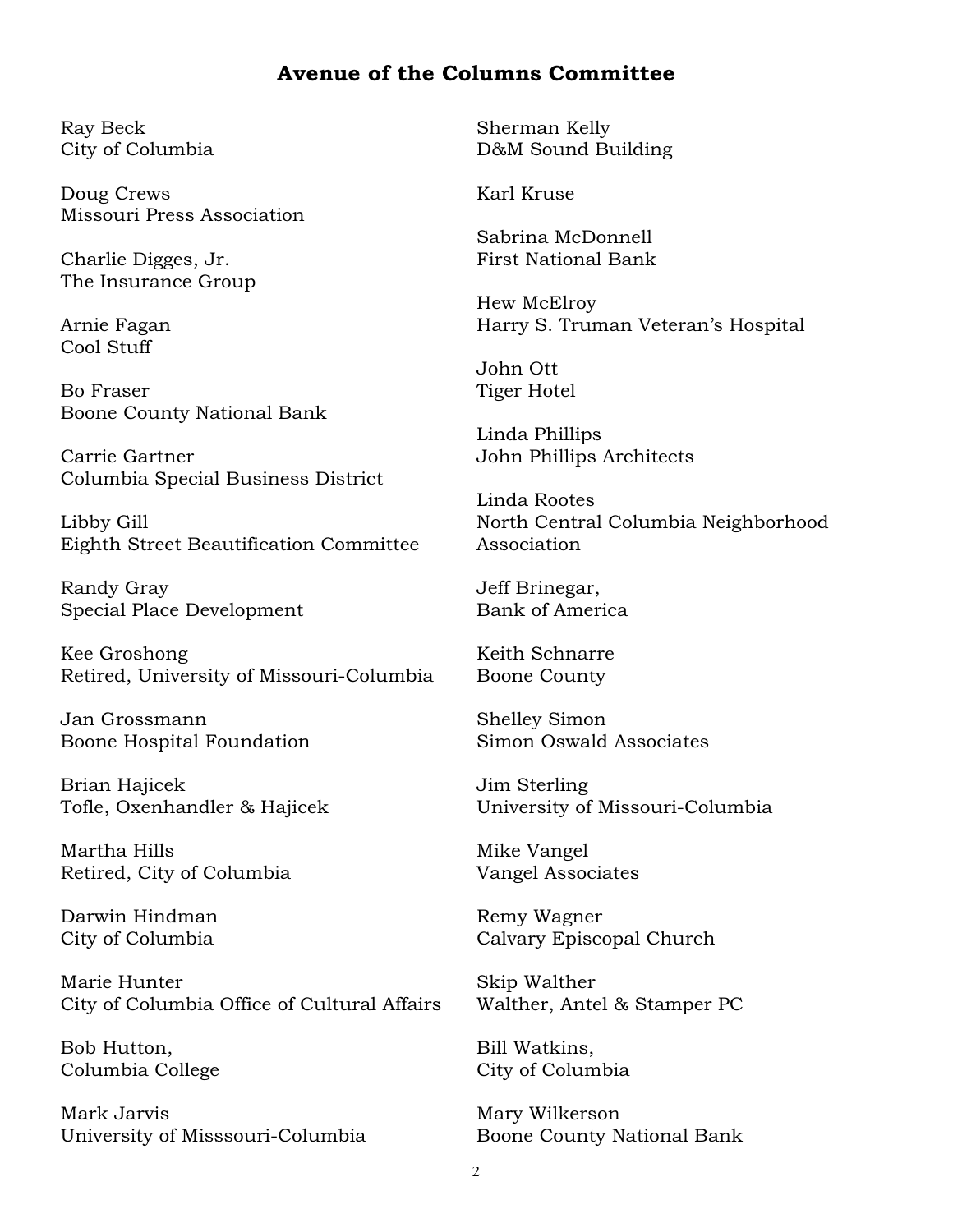## Avenue of the Columns Committee

Ray Beck
City of Columbia

Doug Crews
Missouri Press Association

Charlie Digges, Jr.
The Insurance Group

Arnie Fagan
Cool Stuff

Bo Fraser
Boone County National Bank

Carrie Gartner
Columbia Special Business District

Libby Gill
Eighth Street Beautification Committee

Randy Gray
Special Place Development

Kee Groshong
Retired, University of Missouri-Columbia

Jan Grossmann
Boone Hospital Foundation

Brian Hajicek
Tofle, Oxenhandler & Hajicek

Martha Hills
Retired, City of Columbia

Darwin Hindman
City of Columbia

Marie Hunter
City of Columbia Office of Cultural Affairs

Bob Hutton,
Columbia College

Mark Jarvis
University of Misssouri-Columbia

Sherman Kelly
D&M Sound Building

Karl Kruse

Sabrina McDonnell
First National Bank

Hew McElroy
Harry S. Truman Veteran's Hospital

John Ott
Tiger Hotel

Linda Phillips
John Phillips Architects

Linda Rootes
North Central Columbia Neighborhood Association

Jeff Brinegar,
Bank of America

Keith Schnarre
Boone County

Shelley Simon
Simon Oswald Associates

Jim Sterling
University of Missouri-Columbia

Mike Vangel
Vangel Associates

Remy Wagner
Calvary Episcopal Church

Skip Walther
Walther, Antel & Stamper PC

Bill Watkins,
City of Columbia

Mary Wilkerson
Boone County National Bank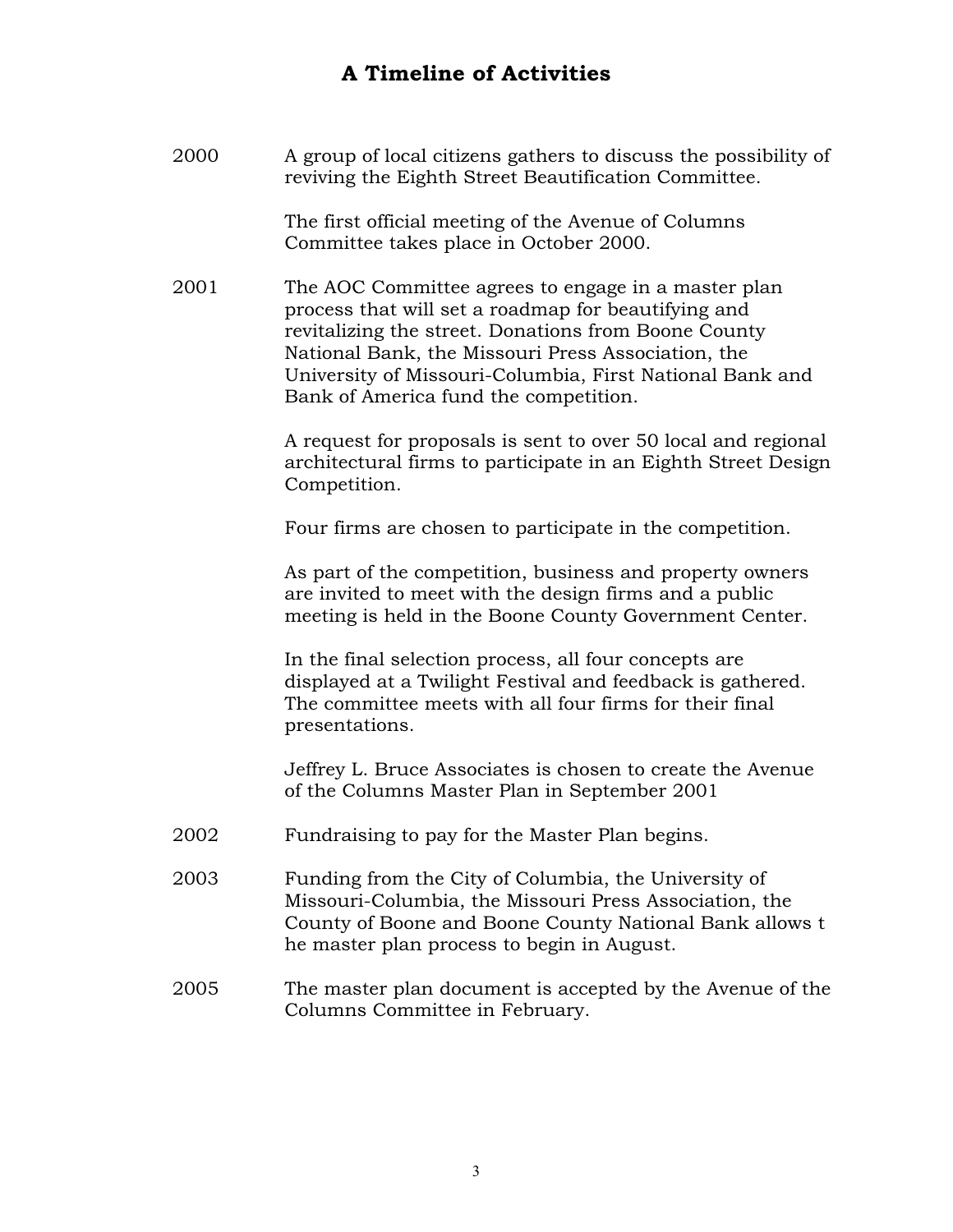# A Timeline of Activities

| | |
|---|---|
| 2000 | A group of local citizens gathers to discuss the possibility of reviving the Eighth Street Beautification Committee. |
| | The first official meeting of the Avenue of Columns Committee takes place in October 2000. |
| 2001 | The AOC Committee agrees to engage in a master plan process that will set a roadmap for beautifying and revitalizing the street. Donations from Boone County National Bank, the Missouri Press Association, the University of Missouri-Columbia, First National Bank and Bank of America fund the competition. |
| | A request for proposals is sent to over 50 local and regional architectural firms to participate in an Eighth Street Design Competition. |
| | Four firms are chosen to participate in the competition. |
| | As part of the competition, business and property owners are invited to meet with the design firms and a public meeting is held in the Boone County Government Center. |
| | In the final selection process, all four concepts are displayed at a Twilight Festival and feedback is gathered. The committee meets with all four firms for their final presentations. |
| | Jeffrey L. Bruce Associates is chosen to create the Avenue of the Columns Master Plan in September 2001 |
| 2002 | Fundraising to pay for the Master Plan begins. |
| 2003 | Funding from the City of Columbia, the University of Missouri-Columbia, the Missouri Press Association, the County of Boone and Boone County National Bank allows t he master plan process to begin in August. |
| 2005 | The master plan document is accepted by the Avenue of the Columns Committee in February. |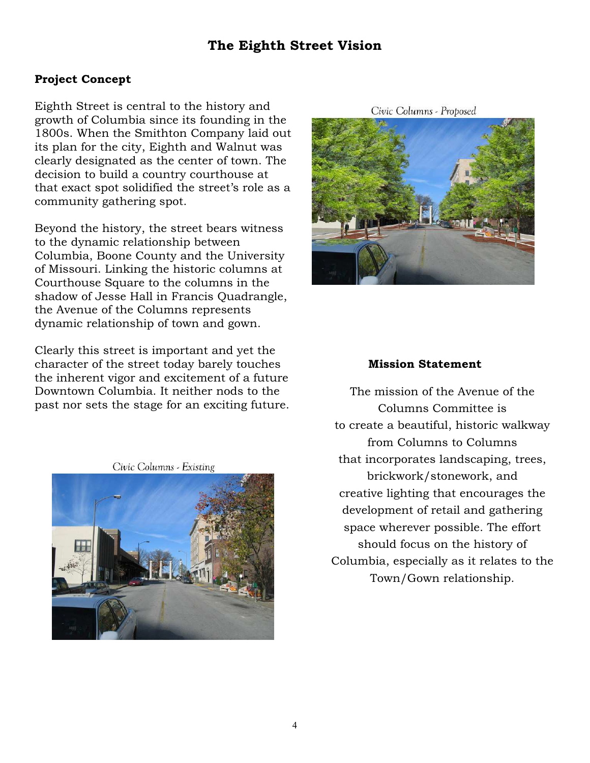# The Eighth Street Vision

## Project Concept

Eighth Street is central to the history and growth of Columbia since its founding in the 1800s. When the Smithton Company laid out its plan for the city, Eighth and Walnut was clearly designated as the center of town. The decision to build a country courthouse at that exact spot solidified the street's role as a community gathering spot.

Beyond the history, the street bears witness to the dynamic relationship between Columbia, Boone County and the University of Missouri. Linking the historic columns at Courthouse Square to the columns in the shadow of Jesse Hall in Francis Quadrangle, the Avenue of the Columns represents dynamic relationship of town and gown.

Clearly this street is important and yet the character of the street today barely touches the inherent vigor and excitement of a future Downtown Columbia. It neither nods to the past nor sets the stage for an exciting future.

*Civic Columns - Proposed*

*Civic Columns - Existing*

### Mission Statement

The mission of the Avenue of the Columns Committee is to create a beautiful, historic walkway from Columns to Columns that incorporates landscaping, trees, brickwork/stonework, and creative lighting that encourages the development of retail and gathering space wherever possible. The effort should focus on the history of Columbia, especially as it relates to the Town/Gown relationship.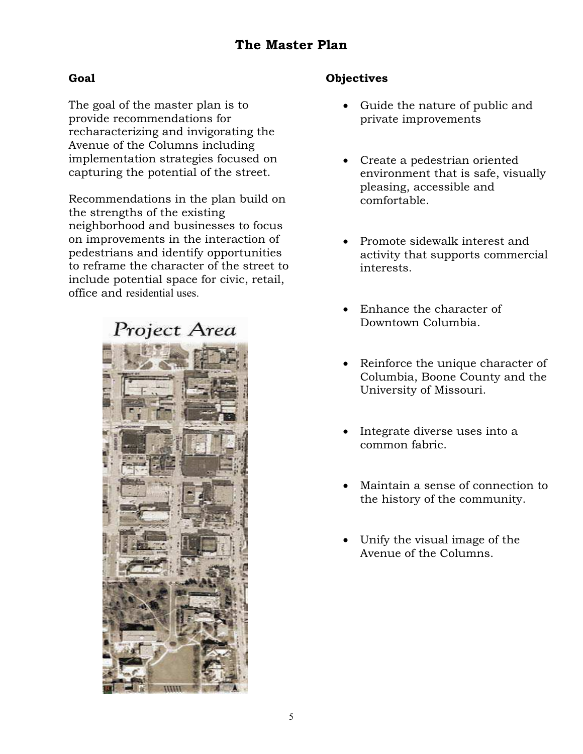# The Master Plan

## Goal

The goal of the master plan is to provide recommendations for recharacterizing and invigorating the Avenue of the Columns including implementation strategies focused on capturing the potential of the street.

Recommendations in the plan build on the strengths of the existing neighborhood and businesses to focus on improvements in the interaction of pedestrians and identify opportunities to reframe the character of the street to include potential space for civic, retail, office and residential uses.

Project Area

## Objectives

- Guide the nature of public and private improvements
- Create a pedestrian oriented environment that is safe, visually pleasing, accessible and comfortable.
- Promote sidewalk interest and activity that supports commercial interests.
- Enhance the character of Downtown Columbia.
- Reinforce the unique character of Columbia, Boone County and the University of Missouri.
- Integrate diverse uses into a common fabric.
- Maintain a sense of connection to the history of the community.
- Unify the visual image of the Avenue of the Columns.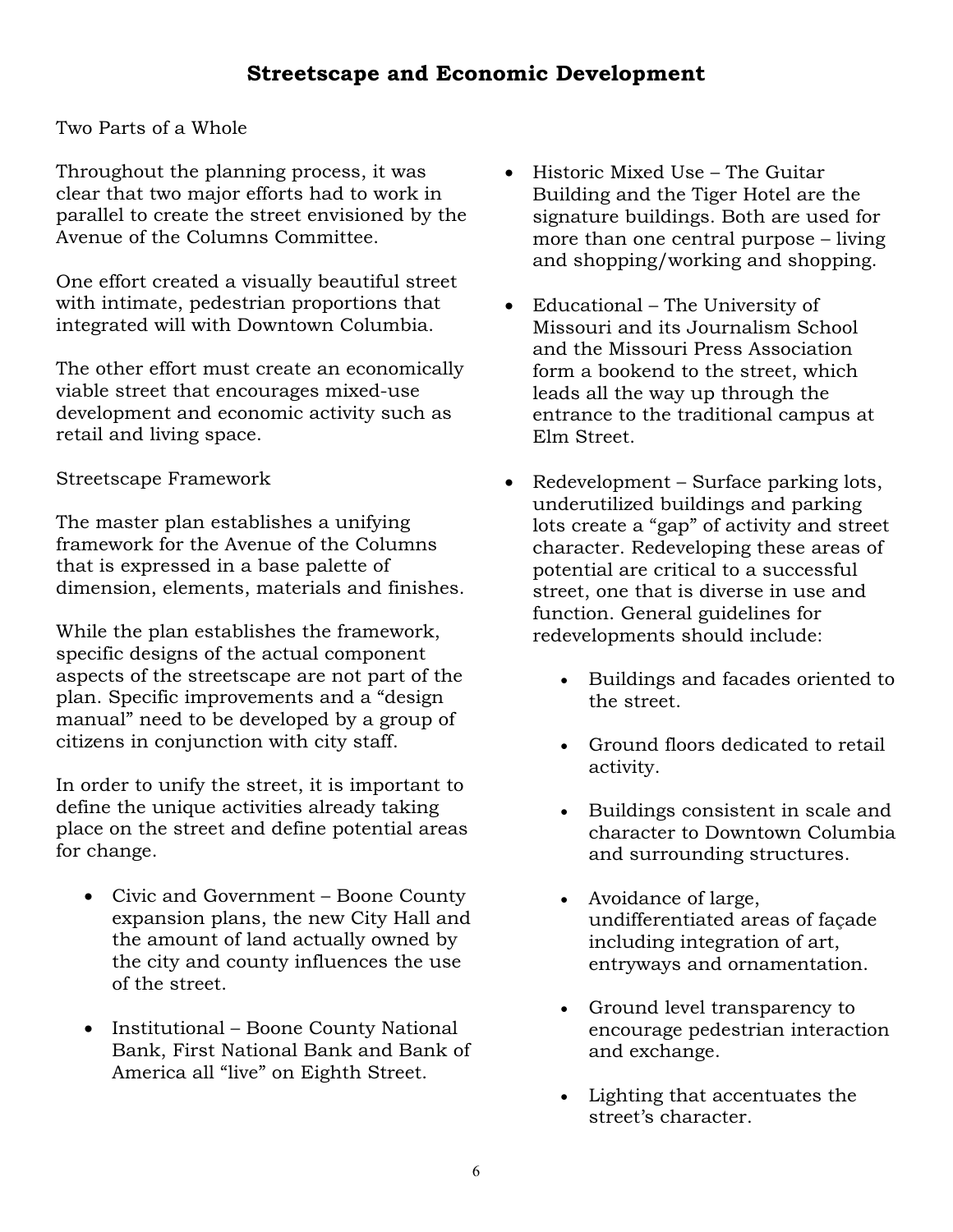# Streetscape and Economic Development

Two Parts of a Whole

Throughout the planning process, it was clear that two major efforts had to work in parallel to create the street envisioned by the Avenue of the Columns Committee.

One effort created a visually beautiful street with intimate, pedestrian proportions that integrated will with Downtown Columbia.

The other effort must create an economically viable street that encourages mixed-use development and economic activity such as retail and living space.

Streetscape Framework

The master plan establishes a unifying framework for the Avenue of the Columns that is expressed in a base palette of dimension, elements, materials and finishes.

While the plan establishes the framework, specific designs of the actual component aspects of the streetscape are not part of the plan. Specific improvements and a "design manual" need to be developed by a group of citizens in conjunction with city staff.

In order to unify the street, it is important to define the unique activities already taking place on the street and define potential areas for change.

- Civic and Government – Boone County expansion plans, the new City Hall and the amount of land actually owned by the city and county influences the use of the street.
- Institutional – Boone County National Bank, First National Bank and Bank of America all "live" on Eighth Street.
- Historic Mixed Use – The Guitar Building and the Tiger Hotel are the signature buildings. Both are used for more than one central purpose – living and shopping/working and shopping.
- Educational – The University of Missouri and its Journalism School and the Missouri Press Association form a bookend to the street, which leads all the way up through the entrance to the traditional campus at Elm Street.
- Redevelopment – Surface parking lots, underutilized buildings and parking lots create a "gap" of activity and street character. Redeveloping these areas of potential are critical to a successful street, one that is diverse in use and function. General guidelines for redevelopments should include:
    - Buildings and facades oriented to the street.
    - Ground floors dedicated to retail activity.
    - Buildings consistent in scale and character to Downtown Columbia and surrounding structures.
    - Avoidance of large, undifferentiated areas of façade including integration of art, entryways and ornamentation.
    - Ground level transparency to encourage pedestrian interaction and exchange.
    - Lighting that accentuates the street's character.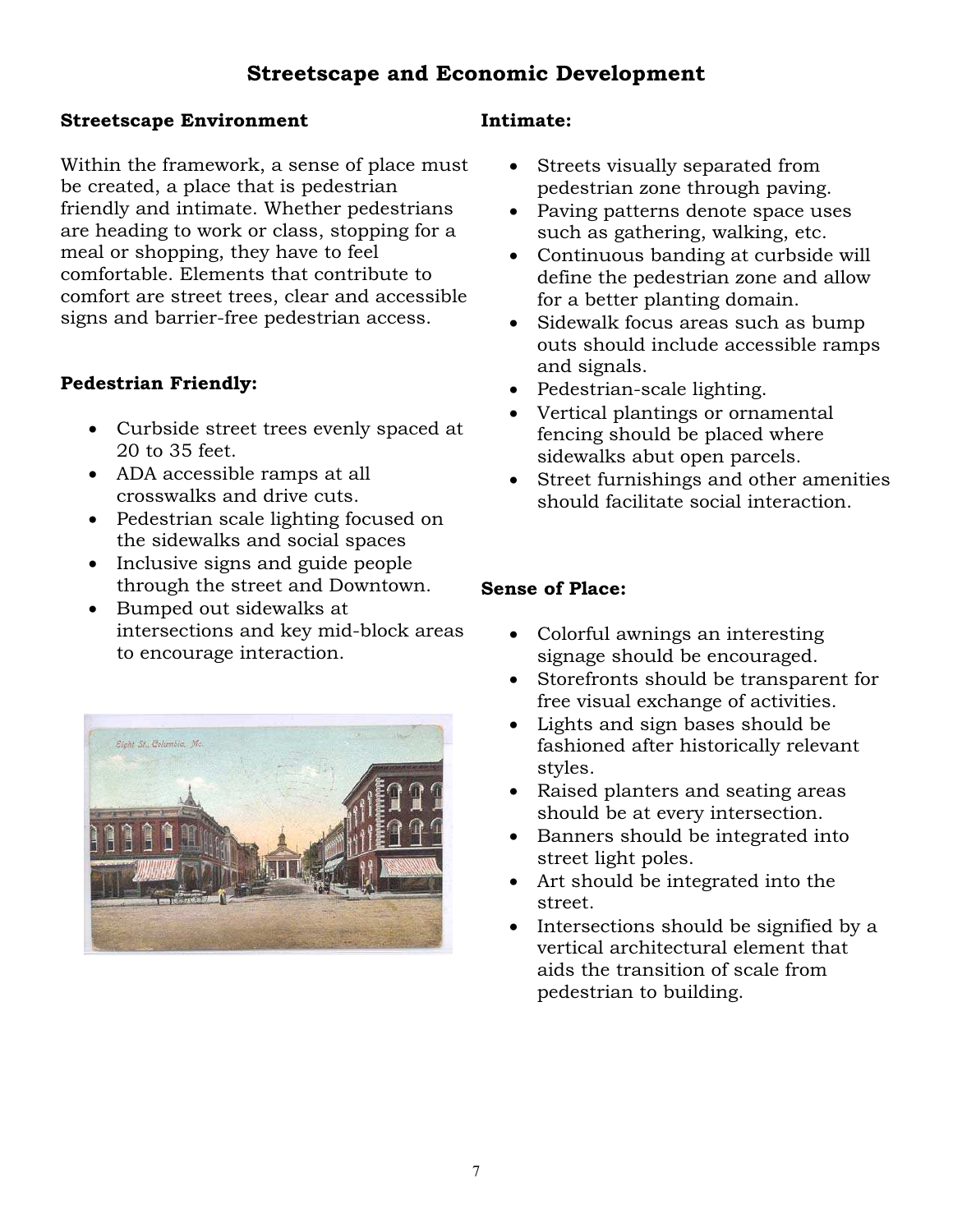## Streetscape and Economic Development

### Streetscape Environment

Within the framework, a sense of place must be created, a place that is pedestrian friendly and intimate. Whether pedestrians are heading to work or class, stopping for a meal or shopping, they have to feel comfortable. Elements that contribute to comfort are street trees, clear and accessible signs and barrier-free pedestrian access.

### Pedestrian Friendly:

- Curbside street trees evenly spaced at 20 to 35 feet.
- ADA accessible ramps at all crosswalks and drive cuts.
- Pedestrian scale lighting focused on the sidewalks and social spaces
- Inclusive signs and guide people through the street and Downtown.
- Bumped out sidewalks at intersections and key mid-block areas to encourage interaction.

### Intimate:

- Streets visually separated from pedestrian zone through paving.
- Paving patterns denote space uses such as gathering, walking, etc.
- Continuous banding at curbside will define the pedestrian zone and allow for a better planting domain.
- Sidewalk focus areas such as bump outs should include accessible ramps and signals.
- Pedestrian-scale lighting.
- Vertical plantings or ornamental fencing should be placed where sidewalks abut open parcels.
- Street furnishings and other amenities should facilitate social interaction.

### Sense of Place:

- Colorful awnings an interesting signage should be encouraged.
- Storefronts should be transparent for free visual exchange of activities.
- Lights and sign bases should be fashioned after historically relevant styles.
- Raised planters and seating areas should be at every intersection.
- Banners should be integrated into street light poles.
- Art should be integrated into the street.
- Intersections should be signified by a vertical architectural element that aids the transition of scale from pedestrian to building.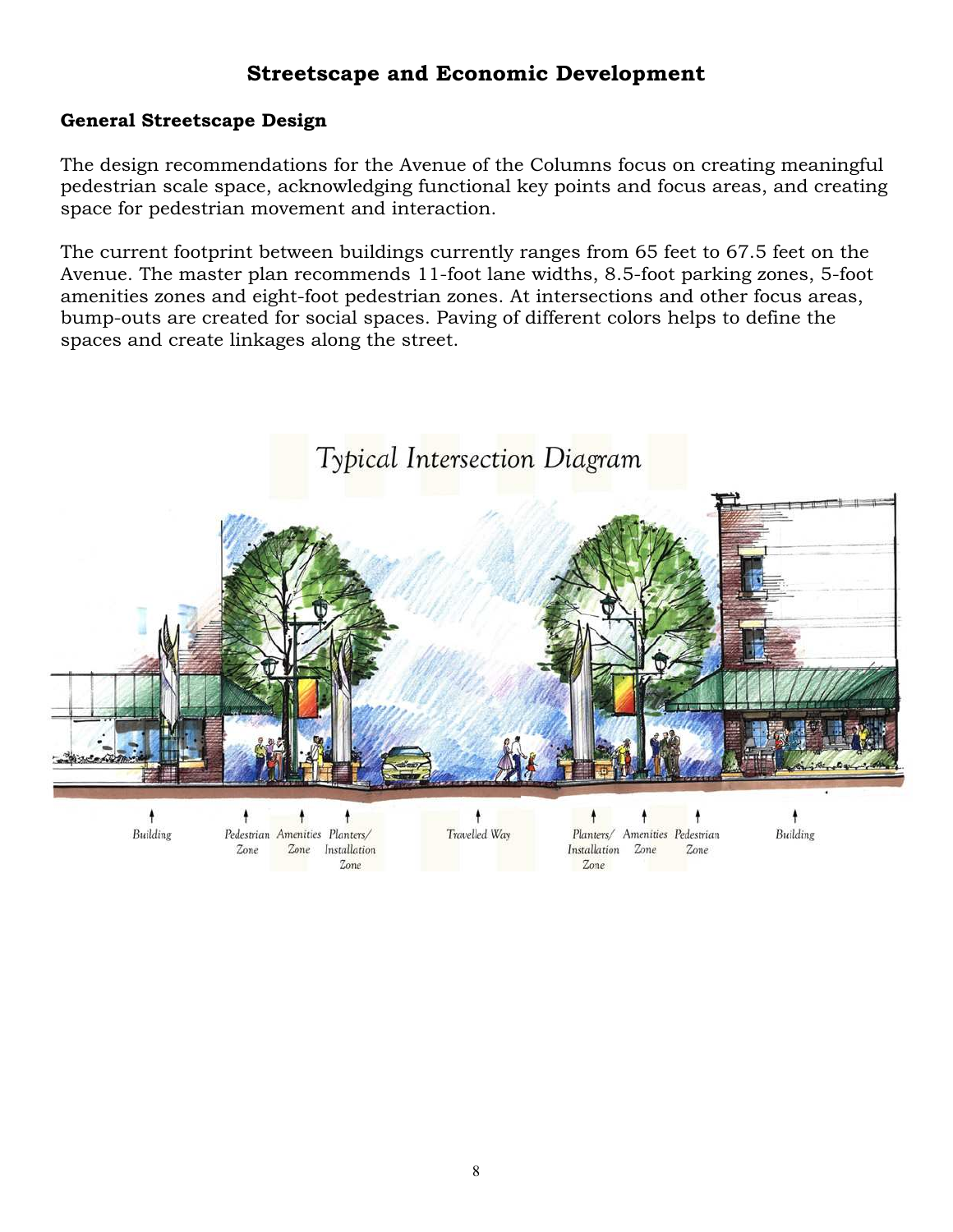# Streetscape and Economic Development

## General Streetscape Design

The design recommendations for the Avenue of the Columns focus on creating meaningful pedestrian scale space, acknowledging functional key points and focus areas, and creating space for pedestrian movement and interaction.

The current footprint between buildings currently ranges from 65 feet to 67.5 feet on the Avenue. The master plan recommends 11-foot lane widths, 8.5-foot parking zones, 5-foot amenities zones and eight-foot pedestrian zones. At intersections and other focus areas, bump-outs are created for social spaces. Paving of different colors helps to define the spaces and create linkages along the street.

Typical Intersection Diagram

Building | Pedestrian Zone | Amenities Zone | Planters/ Installation Zone | Travelled Way | Planters/ Installation Zone | Amenities Zone | Pedestrian Zone | Building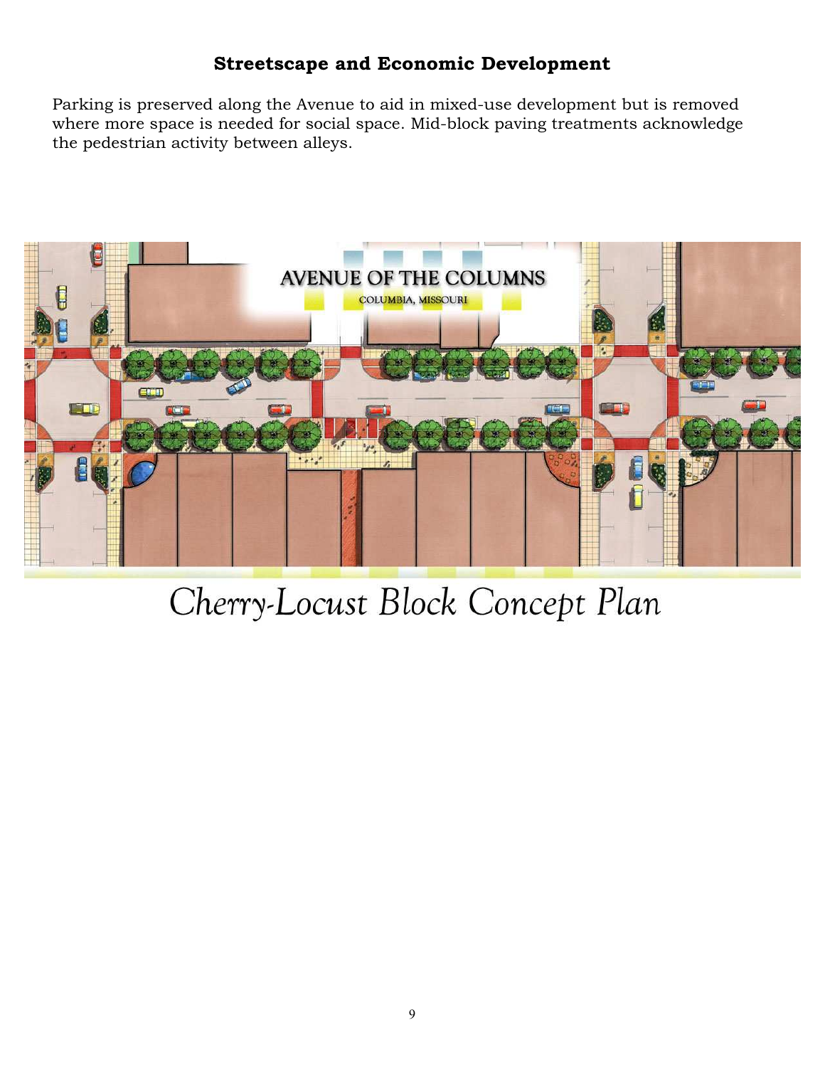## Streetscape and Economic Development

Parking is preserved along the Avenue to aid in mixed-use development but is removed where more space is needed for social space. Mid-block paving treatments acknowledge the pedestrian activity between alleys.

AVENUE OF THE COLUMNS

COLUMBIA, MISSOURI

Cherry-Locust Block Concept Plan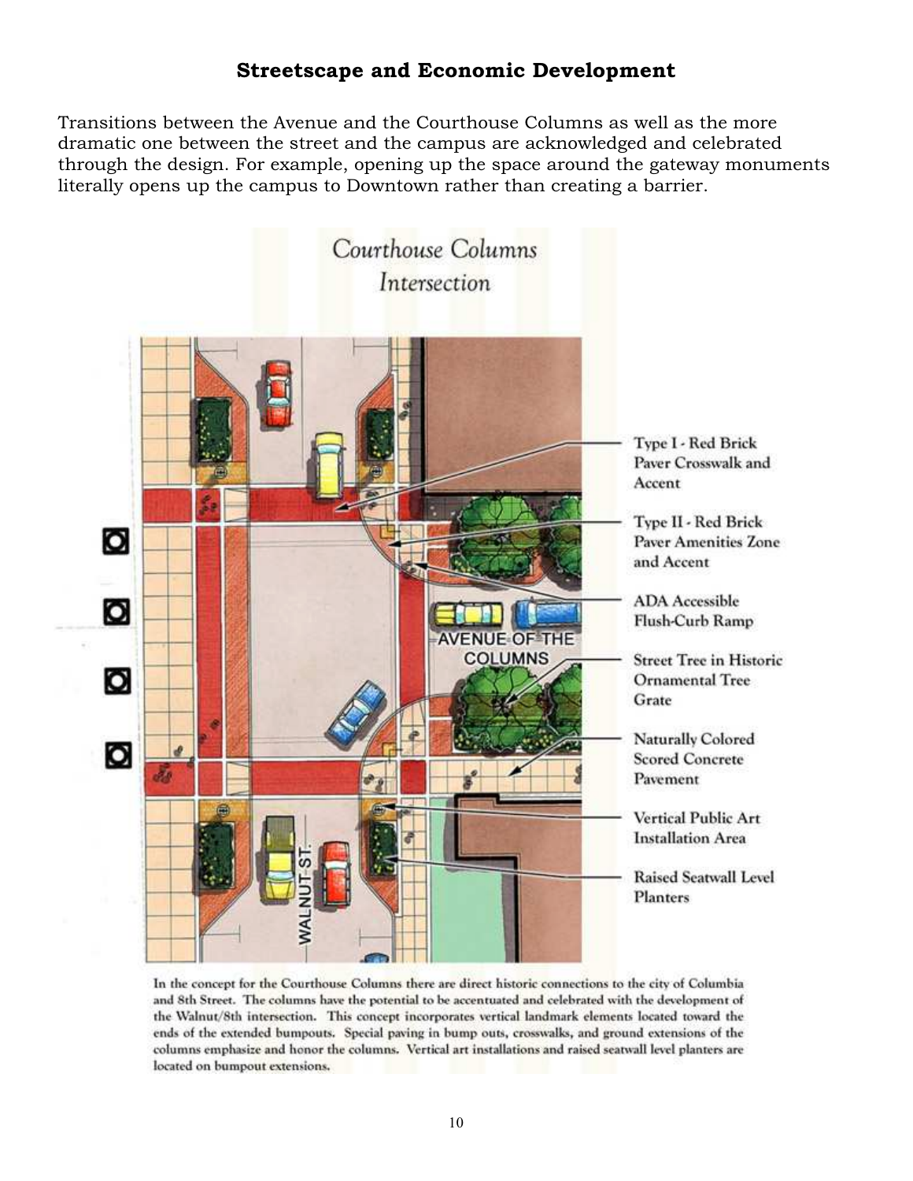## Streetscape and Economic Development

Transitions between the Avenue and the Courthouse Columns as well as the more dramatic one between the street and the campus are acknowledged and celebrated through the design. For example, opening up the space around the gateway monuments literally opens up the campus to Downtown rather than creating a barrier.

Courthouse Columns Intersection

AVENUE OF THE COLUMNS

WALNUT ST.

Type I - Red Brick Paver Crosswalk and Accent

Type II - Red Brick Paver Amenities Zone and Accent

ADA Accessible Flush-Curb Ramp

Street Tree in Historic Ornamental Tree Grate

Naturally Colored Scored Concrete Pavement

Vertical Public Art Installation Area

Raised Seatwall Level Planters

In the concept for the Courthouse Columns there are direct historic connections to the city of Columbia and 8th Street. The columns have the potential to be accentuated and celebrated with the development of the Walnut/8th intersection. This concept incorporates vertical landmark elements located toward the ends of the extended bumpouts. Special paving in bump outs, crosswalks, and ground extensions of the columns emphasize and honor the columns. Vertical art installations and raised seatwall level planters are located on bumpout extensions.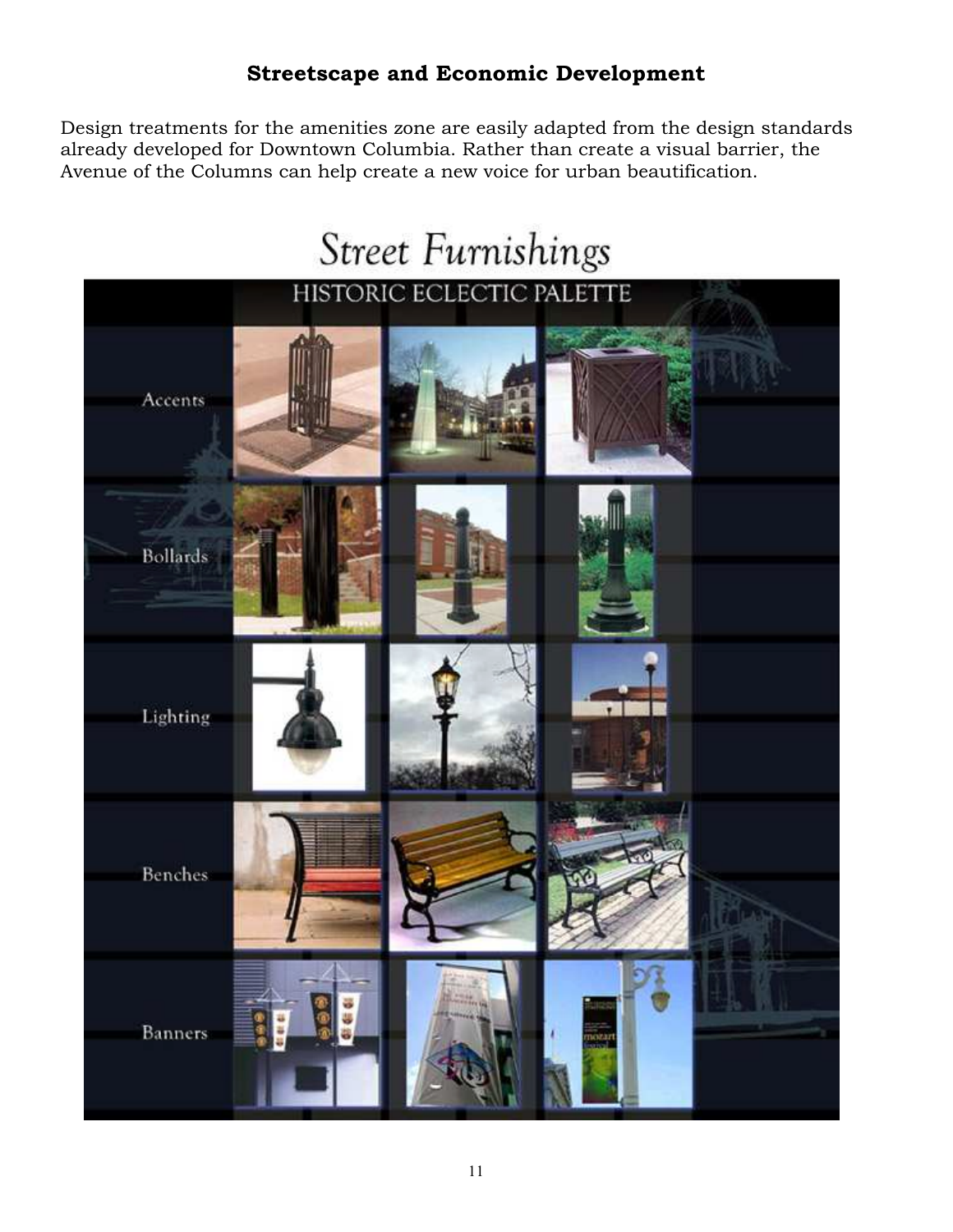## Streetscape and Economic Development

Design treatments for the amenities zone are easily adapted from the design standards already developed for Downtown Columbia. Rather than create a visual barrier, the Avenue of the Columns can help create a new voice for urban beautification.

Street Furnishings

HISTORIC ECLECTIC PALETTE

Accents

Bollards

Lighting

Benches

Banners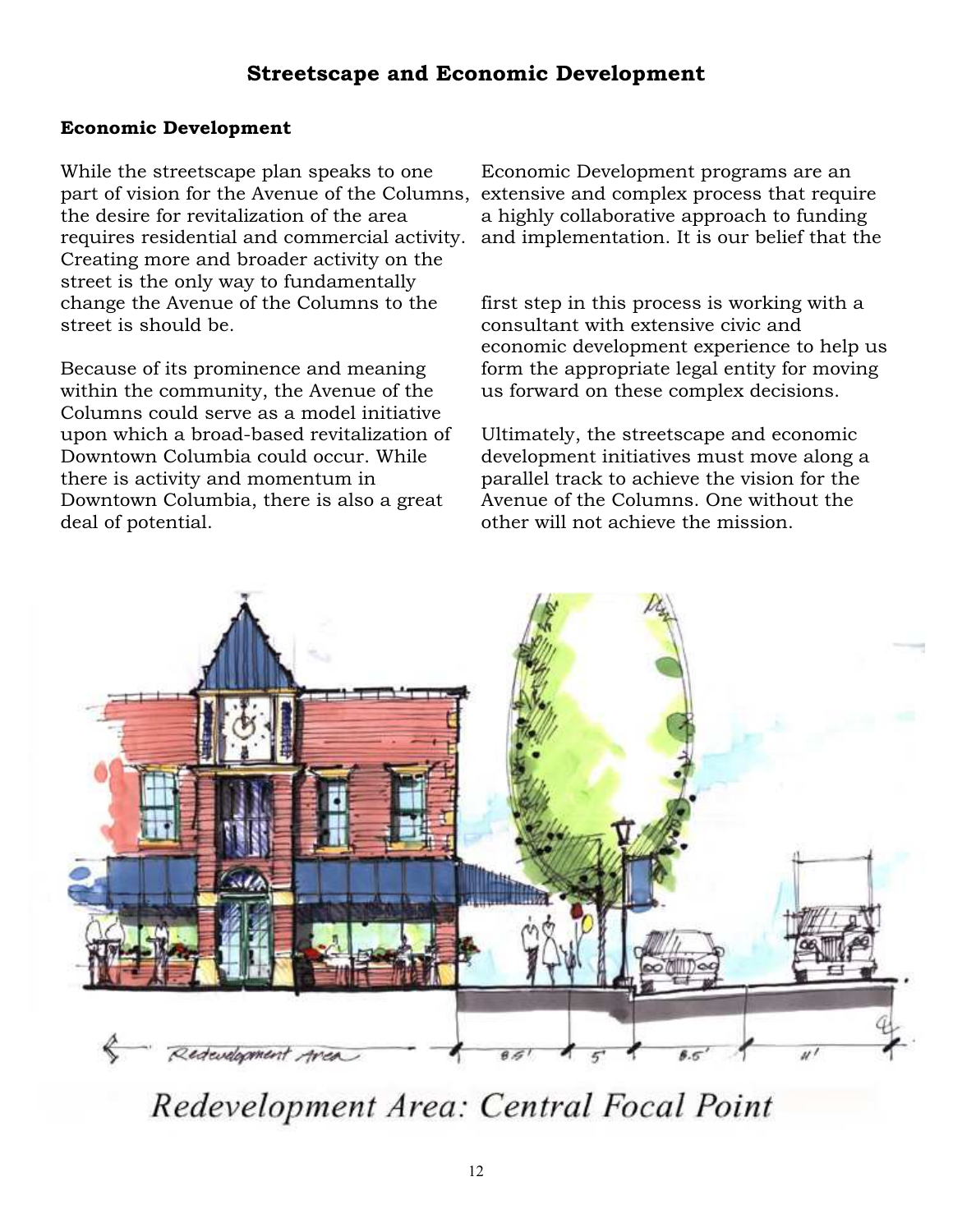## Streetscape and Economic Development

### Economic Development

While the streetscape plan speaks to one part of vision for the Avenue of the Columns, the desire for revitalization of the area requires residential and commercial activity. Creating more and broader activity on the street is the only way to fundamentally change the Avenue of the Columns to the street is should be.

Because of its prominence and meaning within the community, the Avenue of the Columns could serve as a model initiative upon which a broad-based revitalization of Downtown Columbia could occur. While there is activity and momentum in Downtown Columbia, there is also a great deal of potential.

Economic Development programs are an extensive and complex process that require a highly collaborative approach to funding and implementation. It is our belief that the first step in this process is working with a consultant with extensive civic and economic development experience to help us form the appropriate legal entity for moving us forward on these complex decisions.

Ultimately, the streetscape and economic development initiatives must move along a parallel track to achieve the vision for the Avenue of the Columns. One without the other will not achieve the mission.

Redevelopment Area: Central Focal Point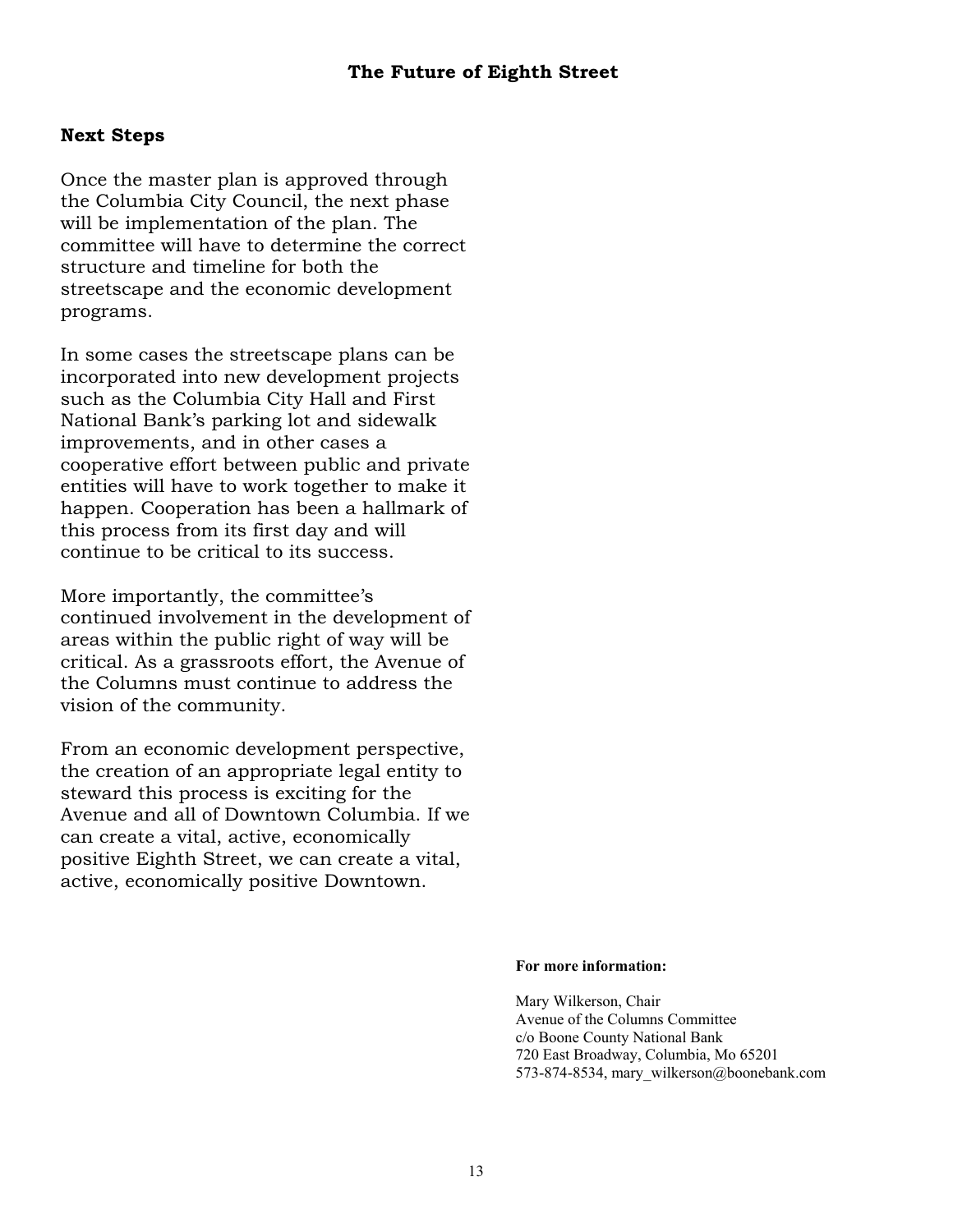# The Future of Eighth Street

## Next Steps

Once the master plan is approved through the Columbia City Council, the next phase will be implementation of the plan. The committee will have to determine the correct structure and timeline for both the streetscape and the economic development programs.

In some cases the streetscape plans can be incorporated into new development projects such as the Columbia City Hall and First National Bank's parking lot and sidewalk improvements, and in other cases a cooperative effort between public and private entities will have to work together to make it happen. Cooperation has been a hallmark of this process from its first day and will continue to be critical to its success.

More importantly, the committee's continued involvement in the development of areas within the public right of way will be critical. As a grassroots effort, the Avenue of the Columns must continue to address the vision of the community.

From an economic development perspective, the creation of an appropriate legal entity to steward this process is exciting for the Avenue and all of Downtown Columbia. If we can create a vital, active, economically positive Eighth Street, we can create a vital, active, economically positive Downtown.

**For more information:**

Mary Wilkerson, Chair
Avenue of the Columns Committee
c/o Boone County National Bank
720 East Broadway, Columbia, Mo 65201
573-874-8534, mary_wilkerson@boonebank.com